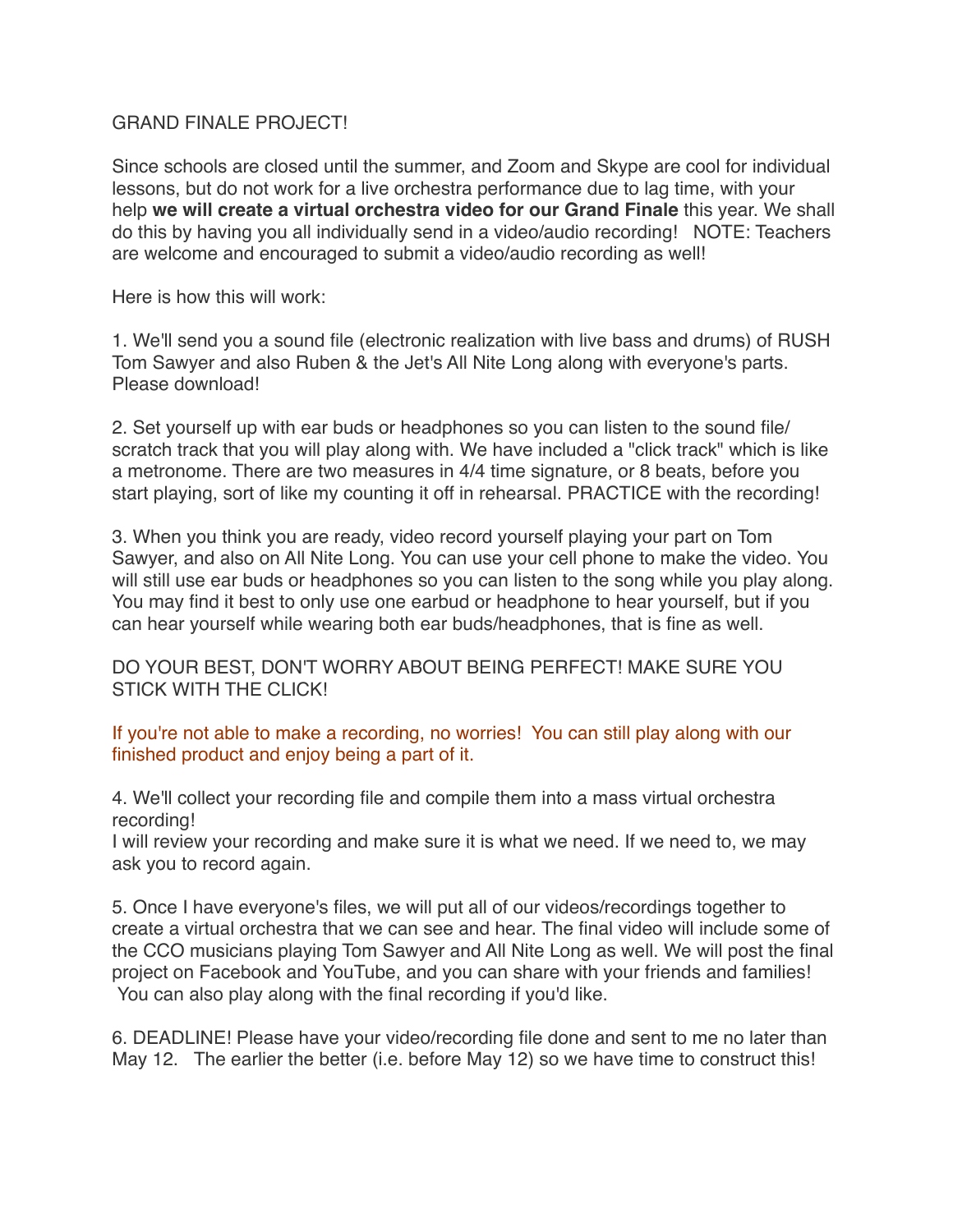GRAND FINALE PROJECT!

Since schools are closed until the summer, and Zoom and Skype are cool for individual lessons, but do not work for a live orchestra performance due to lag time, with your help **we will create a virtual orchestra video for our Grand Finale** this year. We shall do this by having you all individually send in a video/audio recording! NOTE: Teachers are welcome and encouraged to submit a video/audio recording as well!

Here is how this will work:

1. We'll send you a sound file (electronic realization with live bass and drums) of RUSH Tom Sawyer and also Ruben & the Jet's All Nite Long along with everyone's parts. Please download!

2. Set yourself up with ear buds or headphones so you can listen to the sound file/ scratch track that you will play along with. We have included a "click track" which is like a metronome. There are two measures in 4/4 time signature, or 8 beats, before you start playing, sort of like my counting it off in rehearsal. PRACTICE with the recording!

3. When you think you are ready, video record yourself playing your part on Tom Sawyer, and also on All Nite Long. You can use your cell phone to make the video. You will still use ear buds or headphones so you can listen to the song while you play along. You may find it best to only use one earbud or headphone to hear yourself, but if you can hear yourself while wearing both ear buds/headphones, that is fine as well.

DO YOUR BEST, DON'T WORRY ABOUT BEING PERFECT! MAKE SURE YOU STICK WITH THE CLICK!

If you're not able to make a recording, no worries! You can still play along with our finished product and enjoy being a part of it.

4. We'll collect your recording file and compile them into a mass virtual orchestra recording!
I will review your recording and make sure it is what we need. If we need to, we may ask you to record again.

5. Once I have everyone's files, we will put all of our videos/recordings together to create a virtual orchestra that we can see and hear. The final video will include some of the CCO musicians playing Tom Sawyer and All Nite Long as well. We will post the final project on Facebook and YouTube, and you can share with your friends and families! You can also play along with the final recording if you'd like.

6. DEADLINE! Please have your video/recording file done and sent to me no later than May 12. The earlier the better (i.e. before May 12) so we have time to construct this!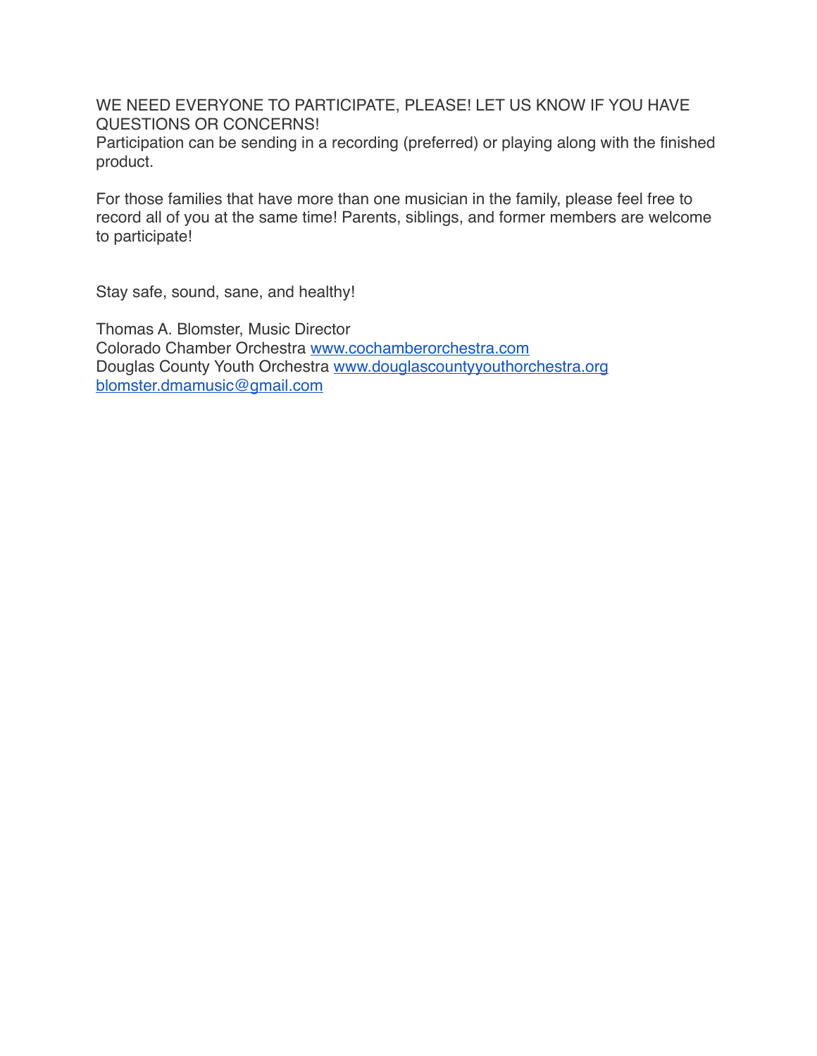WE NEED EVERYONE TO PARTICIPATE, PLEASE! LET US KNOW IF YOU HAVE QUESTIONS OR CONCERNS!
Participation can be sending in a recording (preferred) or playing along with the finished product.

For those families that have more than one musician in the family, please feel free to record all of you at the same time! Parents, siblings, and former members are welcome to participate!

Stay safe, sound, sane, and healthy!

Thomas A. Blomster, Music Director
Colorado Chamber Orchestra [www.cochamberorchestra.com](http://www.cochamberorchestra.com)
Douglas County Youth Orchestra [www.douglascountyyouthorchestra.org](http://www.douglascountyyouthorchestra.org)
[blomster.dmamusic@gmail.com](mailto:blomster.dmamusic@gmail.com)